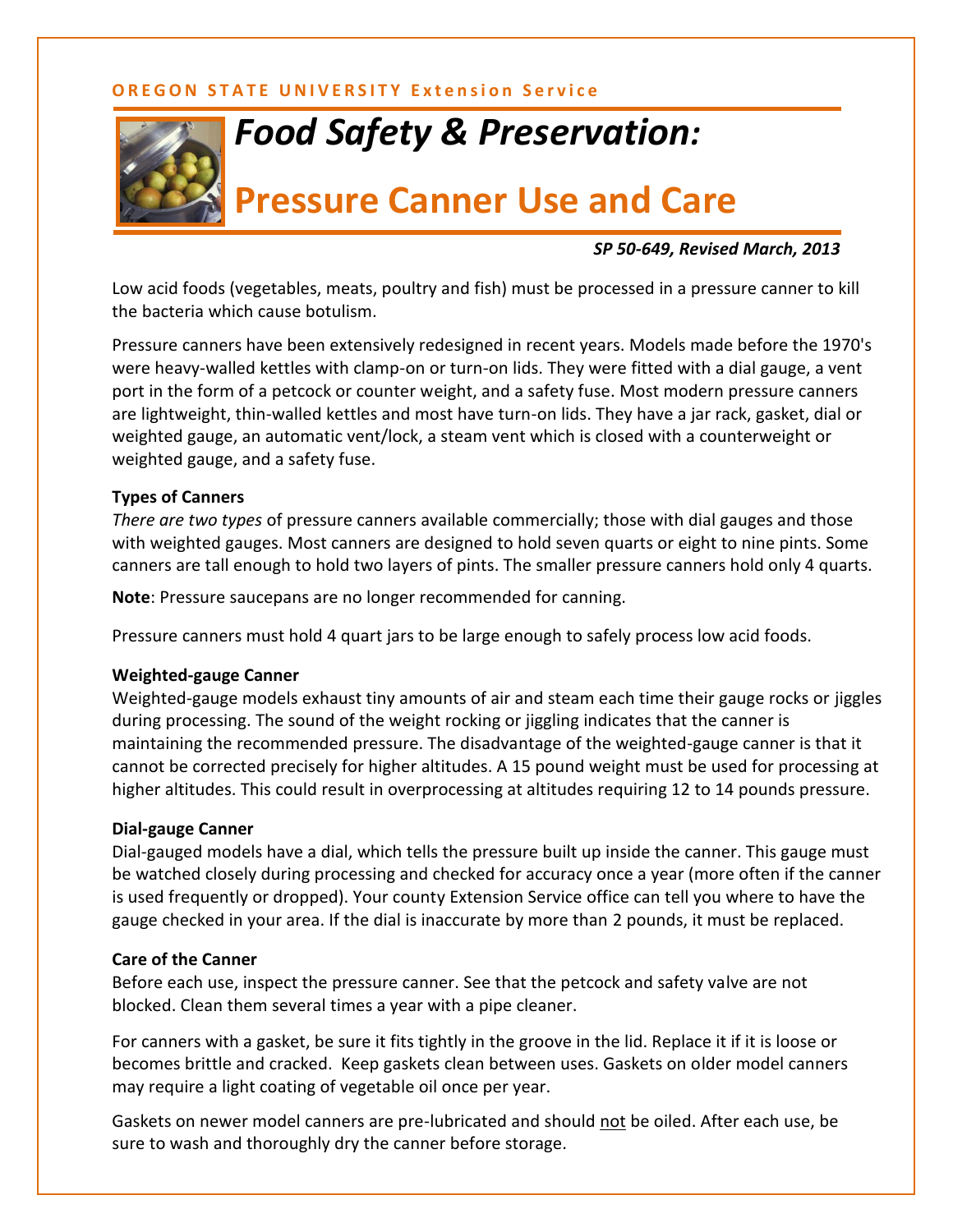OREGON STATE UNIVERSITY Extension Service

# *Food Safety & Preservation:*

# Pressure Canner Use and Care

***SP 50-649, Revised March, 2013***

Low acid foods (vegetables, meats, poultry and fish) must be processed in a pressure canner to kill the bacteria which cause botulism.

Pressure canners have been extensively redesigned in recent years. Models made before the 1970's were heavy-walled kettles with clamp-on or turn-on lids. They were fitted with a dial gauge, a vent port in the form of a petcock or counter weight, and a safety fuse. Most modern pressure canners are lightweight, thin-walled kettles and most have turn-on lids. They have a jar rack, gasket, dial or weighted gauge, an automatic vent/lock, a steam vent which is closed with a counterweight or weighted gauge, and a safety fuse.

**Types of Canners**

*There are two types* of pressure canners available commercially; those with dial gauges and those with weighted gauges. Most canners are designed to hold seven quarts or eight to nine pints. Some canners are tall enough to hold two layers of pints. The smaller pressure canners hold only 4 quarts.

**Note**: Pressure saucepans are no longer recommended for canning.

Pressure canners must hold 4 quart jars to be large enough to safely process low acid foods.

**Weighted-gauge Canner**

Weighted-gauge models exhaust tiny amounts of air and steam each time their gauge rocks or jiggles during processing. The sound of the weight rocking or jiggling indicates that the canner is maintaining the recommended pressure. The disadvantage of the weighted-gauge canner is that it cannot be corrected precisely for higher altitudes. A 15 pound weight must be used for processing at higher altitudes. This could result in overprocessing at altitudes requiring 12 to 14 pounds pressure.

**Dial-gauge Canner**

Dial-gauged models have a dial, which tells the pressure built up inside the canner. This gauge must be watched closely during processing and checked for accuracy once a year (more often if the canner is used frequently or dropped). Your county Extension Service office can tell you where to have the gauge checked in your area. If the dial is inaccurate by more than 2 pounds, it must be replaced.

**Care of the Canner**

Before each use, inspect the pressure canner. See that the petcock and safety valve are not blocked. Clean them several times a year with a pipe cleaner.

For canners with a gasket, be sure it fits tightly in the groove in the lid. Replace it if it is loose or becomes brittle and cracked. Keep gaskets clean between uses. Gaskets on older model canners may require a light coating of vegetable oil once per year.

Gaskets on newer model canners are pre-lubricated and should <u>not</u> be oiled. After each use, be sure to wash and thoroughly dry the canner before storage.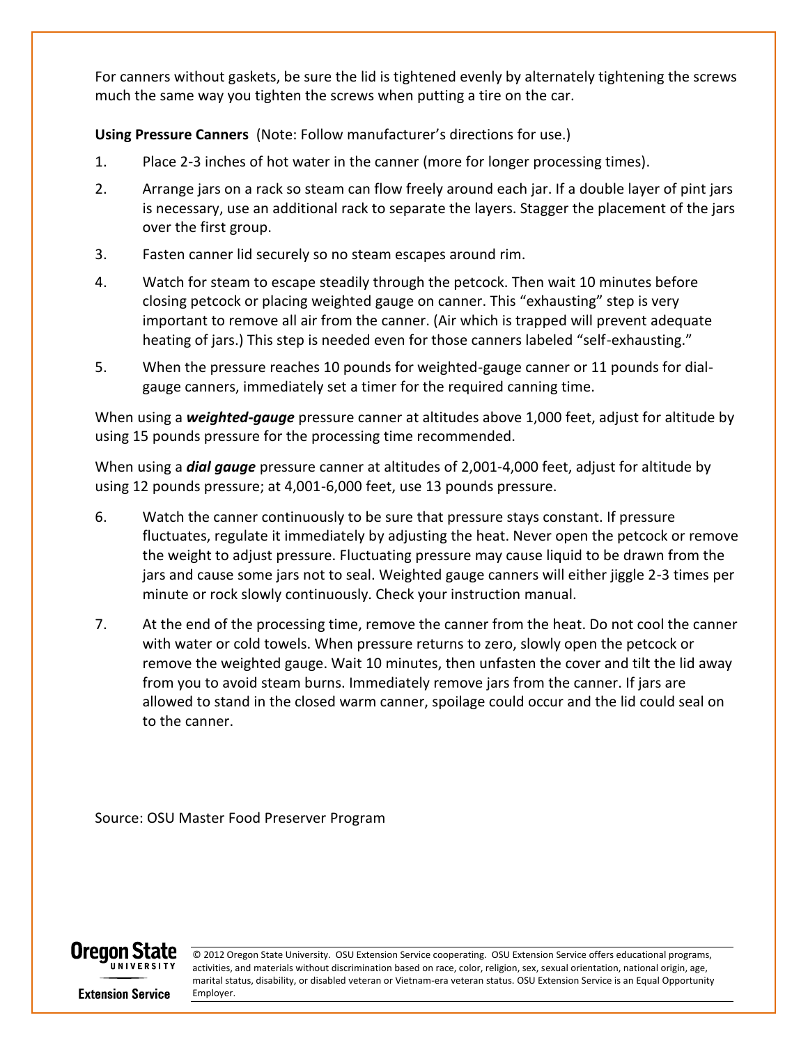For canners without gaskets, be sure the lid is tightened evenly by alternately tightening the screws much the same way you tighten the screws when putting a tire on the car.

**Using Pressure Canners** (Note: Follow manufacturer's directions for use.)

1. Place 2-3 inches of hot water in the canner (more for longer processing times).
2. Arrange jars on a rack so steam can flow freely around each jar. If a double layer of pint jars is necessary, use an additional rack to separate the layers. Stagger the placement of the jars over the first group.
3. Fasten canner lid securely so no steam escapes around rim.
4. Watch for steam to escape steadily through the petcock. Then wait 10 minutes before closing petcock or placing weighted gauge on canner. This "exhausting" step is very important to remove all air from the canner. (Air which is trapped will prevent adequate heating of jars.) This step is needed even for those canners labeled "self-exhausting."
5. When the pressure reaches 10 pounds for weighted-gauge canner or 11 pounds for dial-gauge canners, immediately set a timer for the required canning time.

When using a ***weighted-gauge*** pressure canner at altitudes above 1,000 feet, adjust for altitude by using 15 pounds pressure for the processing time recommended.

When using a ***dial gauge*** pressure canner at altitudes of 2,001-4,000 feet, adjust for altitude by using 12 pounds pressure; at 4,001-6,000 feet, use 13 pounds pressure.

6. Watch the canner continuously to be sure that pressure stays constant. If pressure fluctuates, regulate it immediately by adjusting the heat. Never open the petcock or remove the weight to adjust pressure. Fluctuating pressure may cause liquid to be drawn from the jars and cause some jars not to seal. Weighted gauge canners will either jiggle 2-3 times per minute or rock slowly continuously. Check your instruction manual.
7. At the end of the processing time, remove the canner from the heat. Do not cool the canner with water or cold towels. When pressure returns to zero, slowly open the petcock or remove the weighted gauge. Wait 10 minutes, then unfasten the cover and tilt the lid away from you to avoid steam burns. Immediately remove jars from the canner. If jars are allowed to stand in the closed warm canner, spoilage could occur and the lid could seal on to the canner.

Source: OSU Master Food Preserver Program

Oregon State University Extension Service

© 2012 Oregon State University. OSU Extension Service cooperating. OSU Extension Service offers educational programs, activities, and materials without discrimination based on race, color, religion, sex, sexual orientation, national origin, age, marital status, disability, or disabled veteran or Vietnam-era veteran status. OSU Extension Service is an Equal Opportunity Employer.